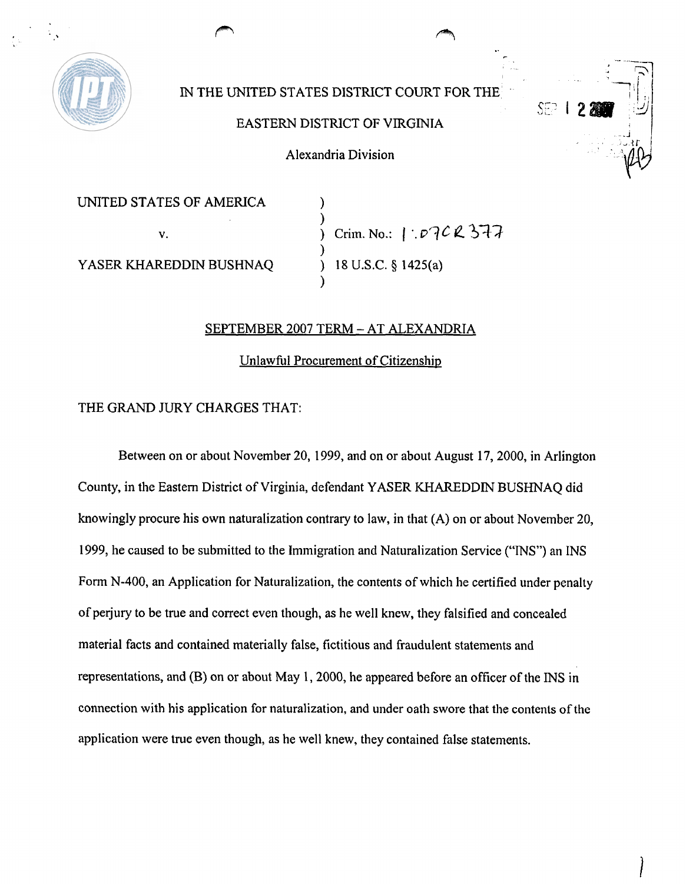IN THE UNITED STATES DISTRICT COURT FOR THE

EASTERN DISTRICT OF VIRGINIA

Alexandria Division

| | | |
|---|---|---|
| UNITED STATES OF AMERICA | ) | |
| | ) | |
| v. | ) | Crim. No.: 1:07CR377 |
| | ) | |
| YASER KHAREDDIN BUSHNAQ | ) | 18 U.S.C. § 1425(a) |
| | ) | |

SEPTEMBER 2007 TERM – AT ALEXANDRIA

Unlawful Procurement of Citizenship

THE GRAND JURY CHARGES THAT:

Between on or about November 20, 1999, and on or about August 17, 2000, in Arlington County, in the Eastern District of Virginia, defendant YASER KHAREDDIN BUSHNAQ did knowingly procure his own naturalization contrary to law, in that (A) on or about November 20, 1999, he caused to be submitted to the Immigration and Naturalization Service ("INS") an INS Form N-400, an Application for Naturalization, the contents of which he certified under penalty of perjury to be true and correct even though, as he well knew, they falsified and concealed material facts and contained materially false, fictitious and fraudulent statements and representations, and (B) on or about May 1, 2000, he appeared before an officer of the INS in connection with his application for naturalization, and under oath swore that the contents of the application were true even though, as he well knew, they contained false statements.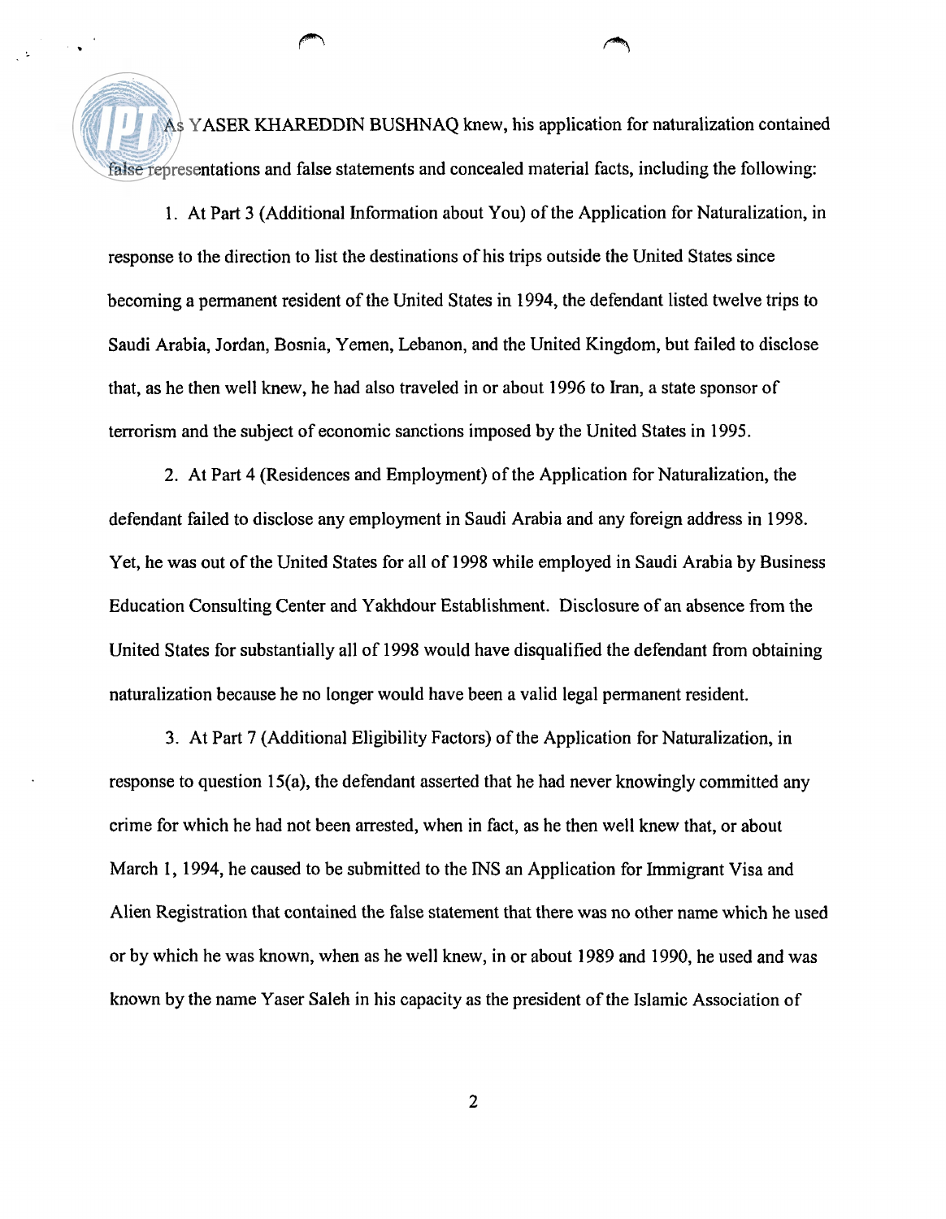As YASER KHAREDDIN BUSHNAQ knew, his application for naturalization contained false representations and false statements and concealed material facts, including the following:

1. At Part 3 (Additional Information about You) of the Application for Naturalization, in response to the direction to list the destinations of his trips outside the United States since becoming a permanent resident of the United States in 1994, the defendant listed twelve trips to Saudi Arabia, Jordan, Bosnia, Yemen, Lebanon, and the United Kingdom, but failed to disclose that, as he then well knew, he had also traveled in or about 1996 to Iran, a state sponsor of terrorism and the subject of economic sanctions imposed by the United States in 1995.

2. At Part 4 (Residences and Employment) of the Application for Naturalization, the defendant failed to disclose any employment in Saudi Arabia and any foreign address in 1998. Yet, he was out of the United States for all of 1998 while employed in Saudi Arabia by Business Education Consulting Center and Yakhdour Establishment. Disclosure of an absence from the United States for substantially all of 1998 would have disqualified the defendant from obtaining naturalization because he no longer would have been a valid legal permanent resident.

3. At Part 7 (Additional Eligibility Factors) of the Application for Naturalization, in response to question 15(a), the defendant asserted that he had never knowingly committed any crime for which he had not been arrested, when in fact, as he then well knew that, or about March 1, 1994, he caused to be submitted to the INS an Application for Immigrant Visa and Alien Registration that contained the false statement that there was no other name which he used or by which he was known, when as he well knew, in or about 1989 and 1990, he used and was known by the name Yaser Saleh in his capacity as the president of the Islamic Association of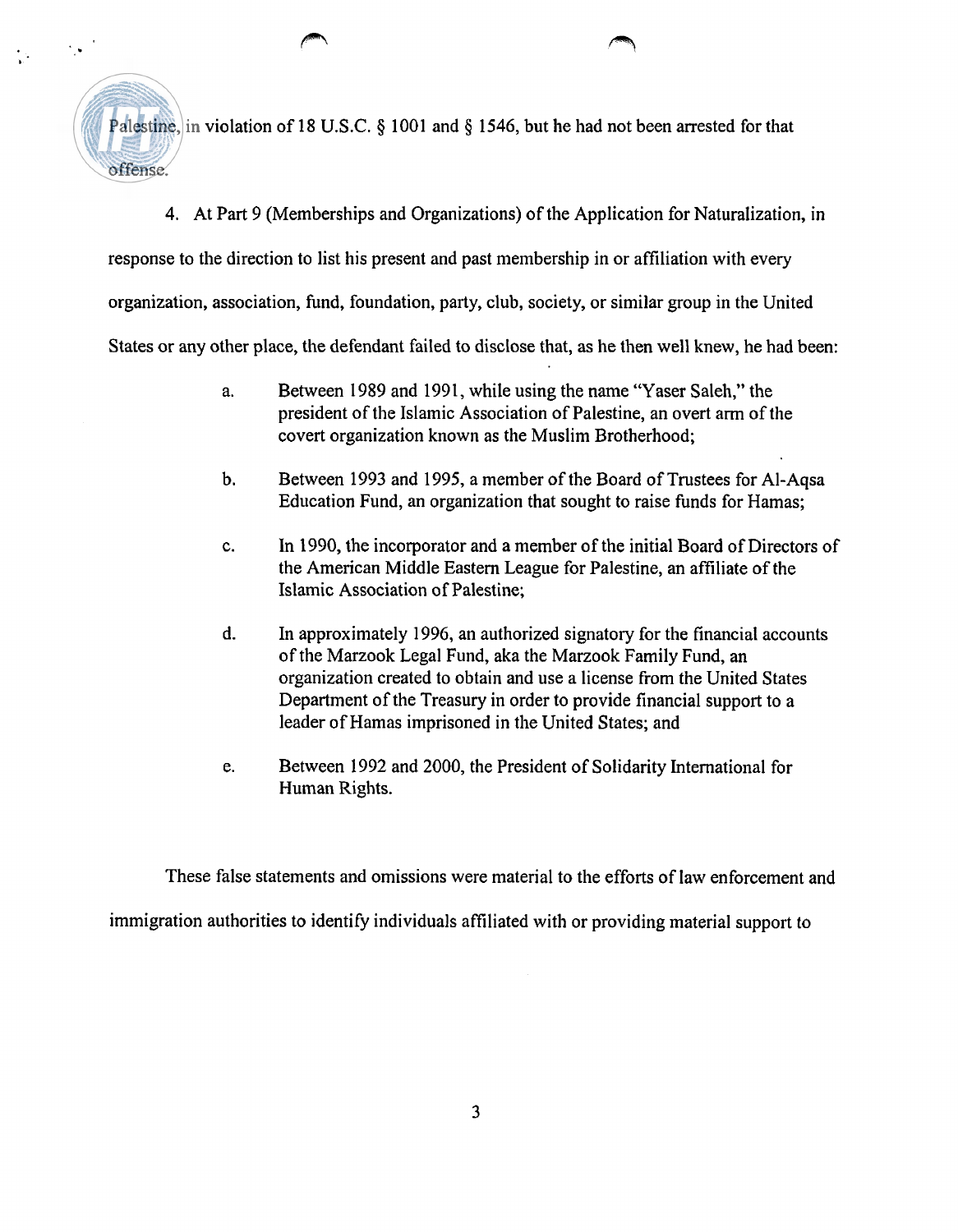Palestine, in violation of 18 U.S.C. § 1001 and § 1546, but he had not been arrested for that offense.

4. At Part 9 (Memberships and Organizations) of the Application for Naturalization, in response to the direction to list his present and past membership in or affiliation with every organization, association, fund, foundation, party, club, society, or similar group in the United States or any other place, the defendant failed to disclose that, as he then well knew, he had been:

a. Between 1989 and 1991, while using the name "Yaser Saleh," the president of the Islamic Association of Palestine, an overt arm of the covert organization known as the Muslim Brotherhood;

b. Between 1993 and 1995, a member of the Board of Trustees for Al-Aqsa Education Fund, an organization that sought to raise funds for Hamas;

c. In 1990, the incorporator and a member of the initial Board of Directors of the American Middle Eastern League for Palestine, an affiliate of the Islamic Association of Palestine;

d. In approximately 1996, an authorized signatory for the financial accounts of the Marzook Legal Fund, aka the Marzook Family Fund, an organization created to obtain and use a license from the United States Department of the Treasury in order to provide financial support to a leader of Hamas imprisoned in the United States; and

e. Between 1992 and 2000, the President of Solidarity International for Human Rights.

These false statements and omissions were material to the efforts of law enforcement and immigration authorities to identify individuals affiliated with or providing material support to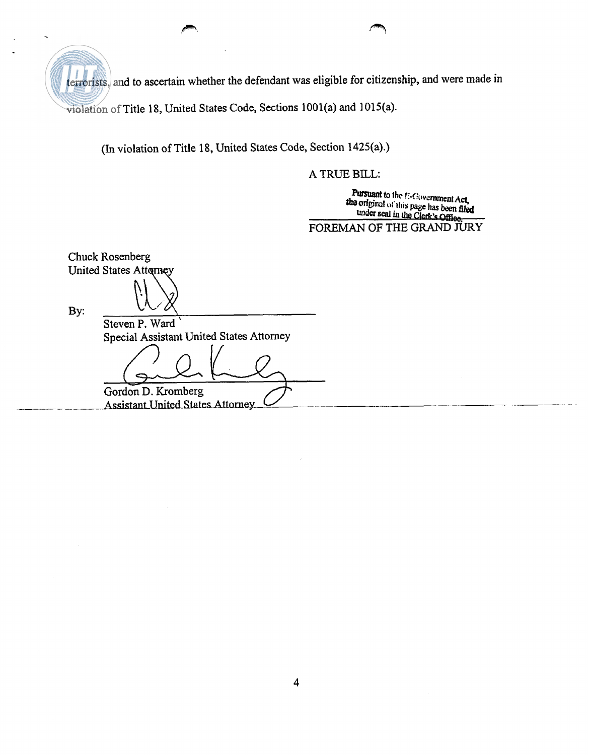terrorists, and to ascertain whether the defendant was eligible for citizenship, and were made in violation of Title 18, United States Code, Sections 1001(a) and 1015(a).

(In violation of Title 18, United States Code, Section 1425(a).)

A TRUE BILL:

Pursuant to the E-Government Act, the original of this page has been filed under seal in the Clerk's Office.

FOREMAN OF THE GRAND JURY

Chuck Rosenberg
United States Attorney

By:

Steven P. Ward
Special Assistant United States Attorney

Gordon D. Kromberg
Assistant United States Attorney